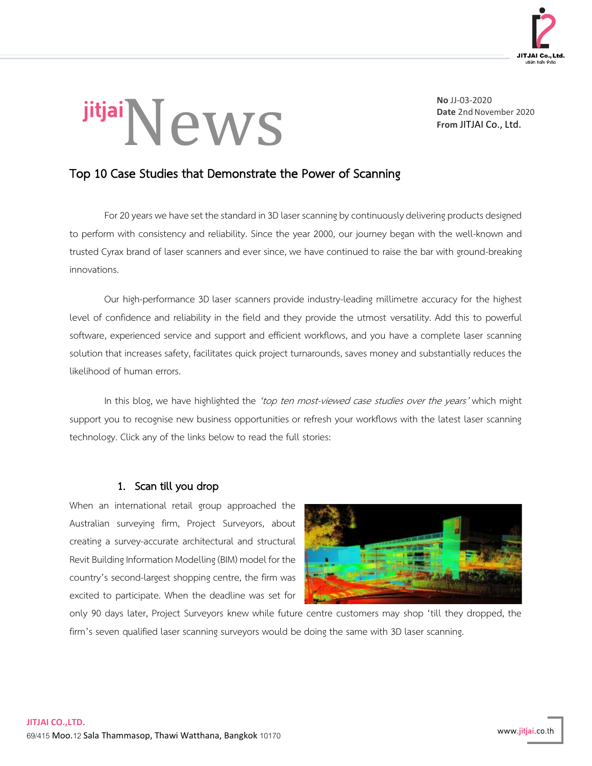# jitjai News

**No** JJ-03-2020
**Date** 2nd November 2020
**From** JITJAI Co., Ltd.

## Top 10 Case Studies that Demonstrate the Power of Scanning

For 20 years we have set the standard in 3D laser scanning by continuously delivering products designed to perform with consistency and reliability. Since the year 2000, our journey began with the well-known and trusted Cyrax brand of laser scanners and ever since, we have continued to raise the bar with ground-breaking innovations.

Our high-performance 3D laser scanners provide industry-leading millimetre accuracy for the highest level of confidence and reliability in the field and they provide the utmost versatility. Add this to powerful software, experienced service and support and efficient workflows, and you have a complete laser scanning solution that increases safety, facilitates quick project turnarounds, saves money and substantially reduces the likelihood of human errors.

In this blog, we have highlighted the *'top ten most-viewed case studies over the years'* which might support you to recognise new business opportunities or refresh your workflows with the latest laser scanning technology. Click any of the links below to read the full stories:

### 1. Scan till you drop

When an international retail group approached the Australian surveying firm, Project Surveyors, about creating a survey-accurate architectural and structural Revit Building Information Modelling (BIM) model for the country's second-largest shopping centre, the firm was excited to participate. When the deadline was set for only 90 days later, Project Surveyors knew while future centre customers may shop 'till they dropped, the firm's seven qualified laser scanning surveyors would be doing the same with 3D laser scanning.

**JITJAI CO.,LTD.**
69/415 Moo.12 Sala Thammasop, Thawi Watthana, Bangkok 10170

www.jitjai.co.th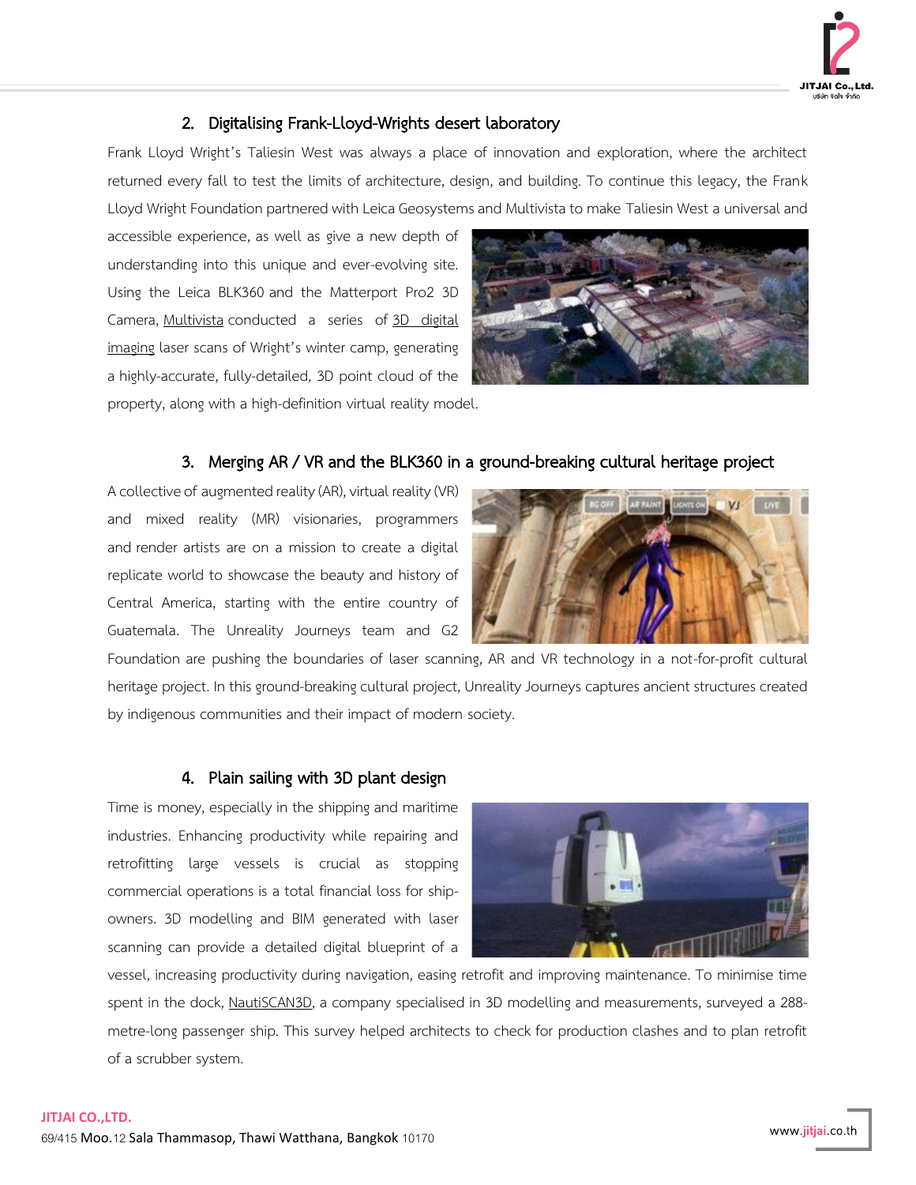## 2. Digitalising Frank-Lloyd-Wrights desert laboratory

Frank Lloyd Wright's Taliesin West was always a place of innovation and exploration, where the architect returned every fall to test the limits of architecture, design, and building. To continue this legacy, the Frank Lloyd Wright Foundation partnered with Leica Geosystems and Multivista to make Taliesin West a universal and accessible experience, as well as give a new depth of understanding into this unique and ever-evolving site. Using the Leica BLK360 and the Matterport Pro2 3D Camera, Multivista conducted a series of 3D digital imaging laser scans of Wright's winter camp, generating a highly-accurate, fully-detailed, 3D point cloud of the property, along with a high-definition virtual reality model.

## 3. Merging AR / VR and the BLK360 in a ground-breaking cultural heritage project

A collective of augmented reality (AR), virtual reality (VR) and mixed reality (MR) visionaries, programmers and render artists are on a mission to create a digital replicate world to showcase the beauty and history of Central America, starting with the entire country of Guatemala. The Unreality Journeys team and G2 Foundation are pushing the boundaries of laser scanning, AR and VR technology in a not-for-profit cultural heritage project. In this ground-breaking cultural project, Unreality Journeys captures ancient structures created by indigenous communities and their impact of modern society.

## 4. Plain sailing with 3D plant design

Time is money, especially in the shipping and maritime industries. Enhancing productivity while repairing and retrofitting large vessels is crucial as stopping commercial operations is a total financial loss for ship-owners. 3D modelling and BIM generated with laser scanning can provide a detailed digital blueprint of a vessel, increasing productivity during navigation, easing retrofit and improving maintenance. To minimise time spent in the dock, NautiSCAN3D, a company specialised in 3D modelling and measurements, surveyed a 288-metre-long passenger ship. This survey helped architects to check for production clashes and to plan retrofit of a scrubber system.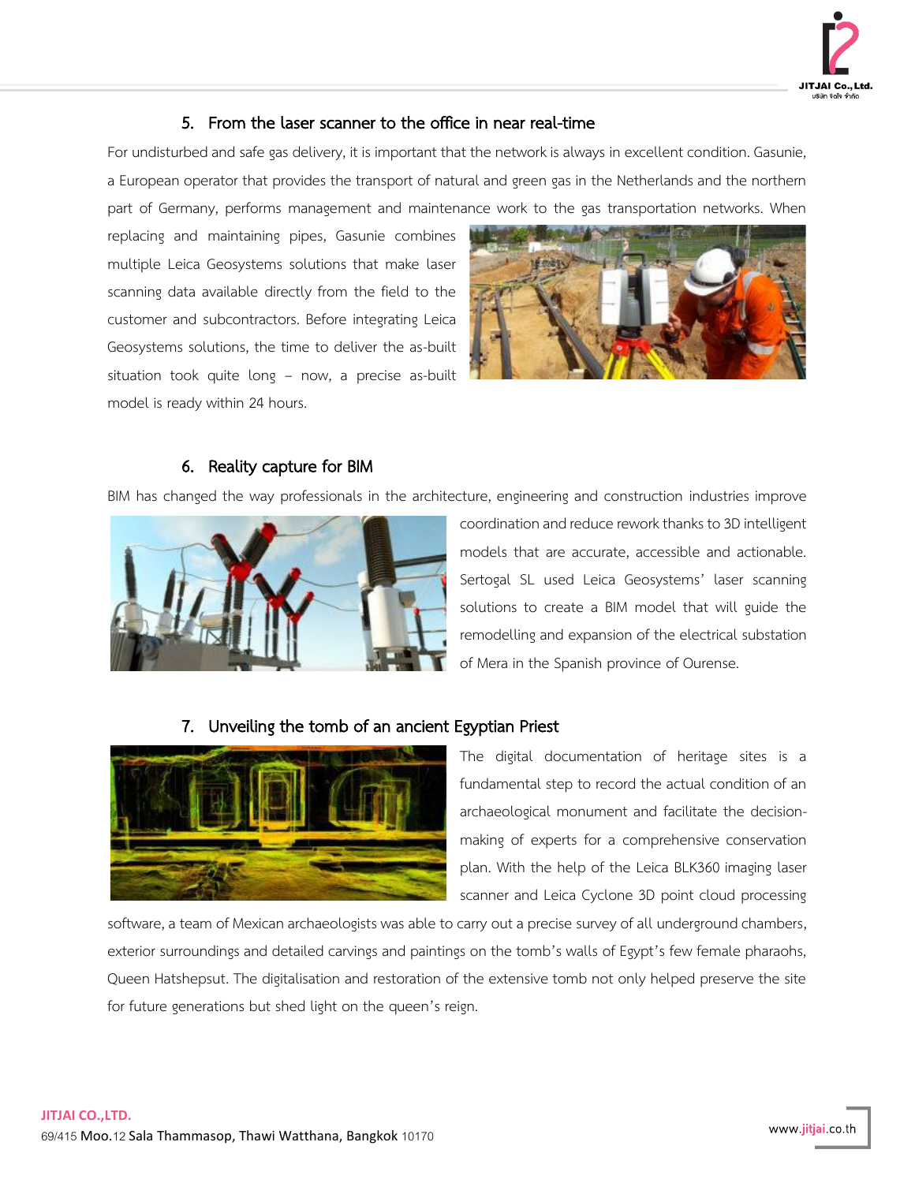## 5. From the laser scanner to the office in near real-time

For undisturbed and safe gas delivery, it is important that the network is always in excellent condition. Gasunie, a European operator that provides the transport of natural and green gas in the Netherlands and the northern part of Germany, performs management and maintenance work to the gas transportation networks. When replacing and maintaining pipes, Gasunie combines multiple Leica Geosystems solutions that make laser scanning data available directly from the field to the customer and subcontractors. Before integrating Leica Geosystems solutions, the time to deliver the as-built situation took quite long – now, a precise as-built model is ready within 24 hours.

## 6. Reality capture for BIM

BIM has changed the way professionals in the architecture, engineering and construction industries improve coordination and reduce rework thanks to 3D intelligent models that are accurate, accessible and actionable. Sertogal SL used Leica Geosystems' laser scanning solutions to create a BIM model that will guide the remodelling and expansion of the electrical substation of Mera in the Spanish province of Ourense.

## 7. Unveiling the tomb of an ancient Egyptian Priest

The digital documentation of heritage sites is a fundamental step to record the actual condition of an archaeological monument and facilitate the decision-making of experts for a comprehensive conservation plan. With the help of the Leica BLK360 imaging laser scanner and Leica Cyclone 3D point cloud processing software, a team of Mexican archaeologists was able to carry out a precise survey of all underground chambers, exterior surroundings and detailed carvings and paintings on the tomb's walls of Egypt's few female pharaohs, Queen Hatshepsut. The digitalisation and restoration of the extensive tomb not only helped preserve the site for future generations but shed light on the queen's reign.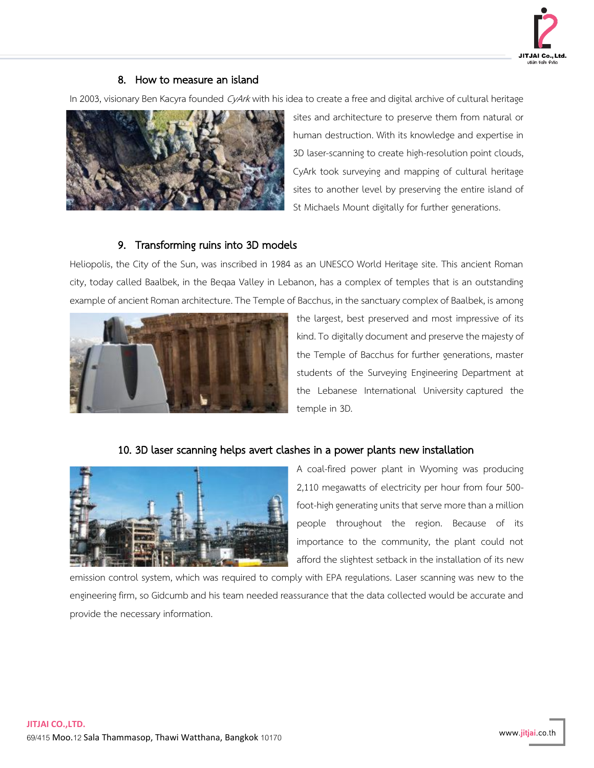## 8. How to measure an island

In 2003, visionary Ben Kacyra founded *CyArk* with his idea to create a free and digital archive of cultural heritage sites and architecture to preserve them from natural or human destruction. With its knowledge and expertise in 3D laser-scanning to create high-resolution point clouds, CyArk took surveying and mapping of cultural heritage sites to another level by preserving the entire island of St Michaels Mount digitally for further generations.

## 9. Transforming ruins into 3D models

Heliopolis, the City of the Sun, was inscribed in 1984 as an UNESCO World Heritage site. This ancient Roman city, today called Baalbek, in the Beqaa Valley in Lebanon, has a complex of temples that is an outstanding example of ancient Roman architecture. The Temple of Bacchus, in the sanctuary complex of Baalbek, is among the largest, best preserved and most impressive of its kind. To digitally document and preserve the majesty of the Temple of Bacchus for further generations, master students of the Surveying Engineering Department at the Lebanese International University captured the temple in 3D.

## 10. 3D laser scanning helps avert clashes in a power plants new installation

A coal-fired power plant in Wyoming was producing 2,110 megawatts of electricity per hour from four 500-foot-high generating units that serve more than a million people throughout the region. Because of its importance to the community, the plant could not afford the slightest setback in the installation of its new emission control system, which was required to comply with EPA regulations. Laser scanning was new to the engineering firm, so Gidcumb and his team needed reassurance that the data collected would be accurate and provide the necessary information.